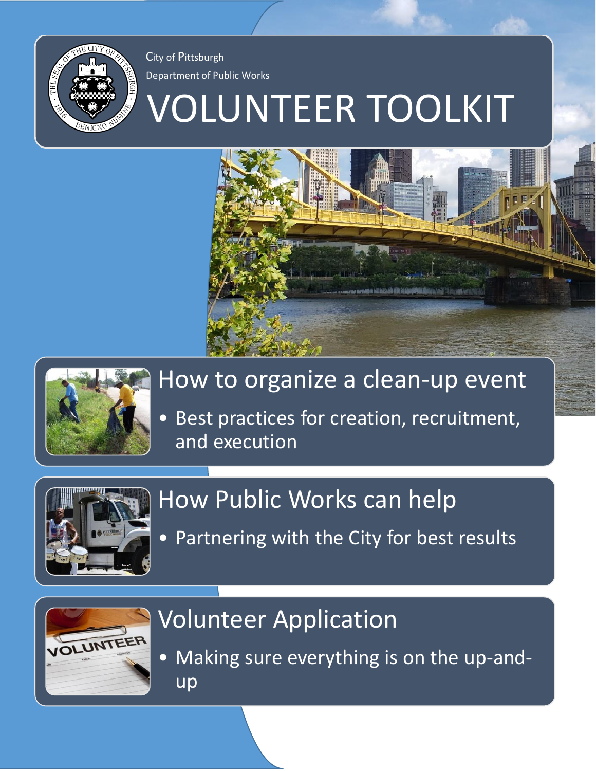City of Pittsburgh

Department of Public Works

# VOLUNTEER TOOLKIT

## How to organize a clean-up event

- Best practices for creation, recruitment, and execution

## How Public Works can help

- Partnering with the City for best results

## Volunteer Application

- Making sure everything is on the up-and-up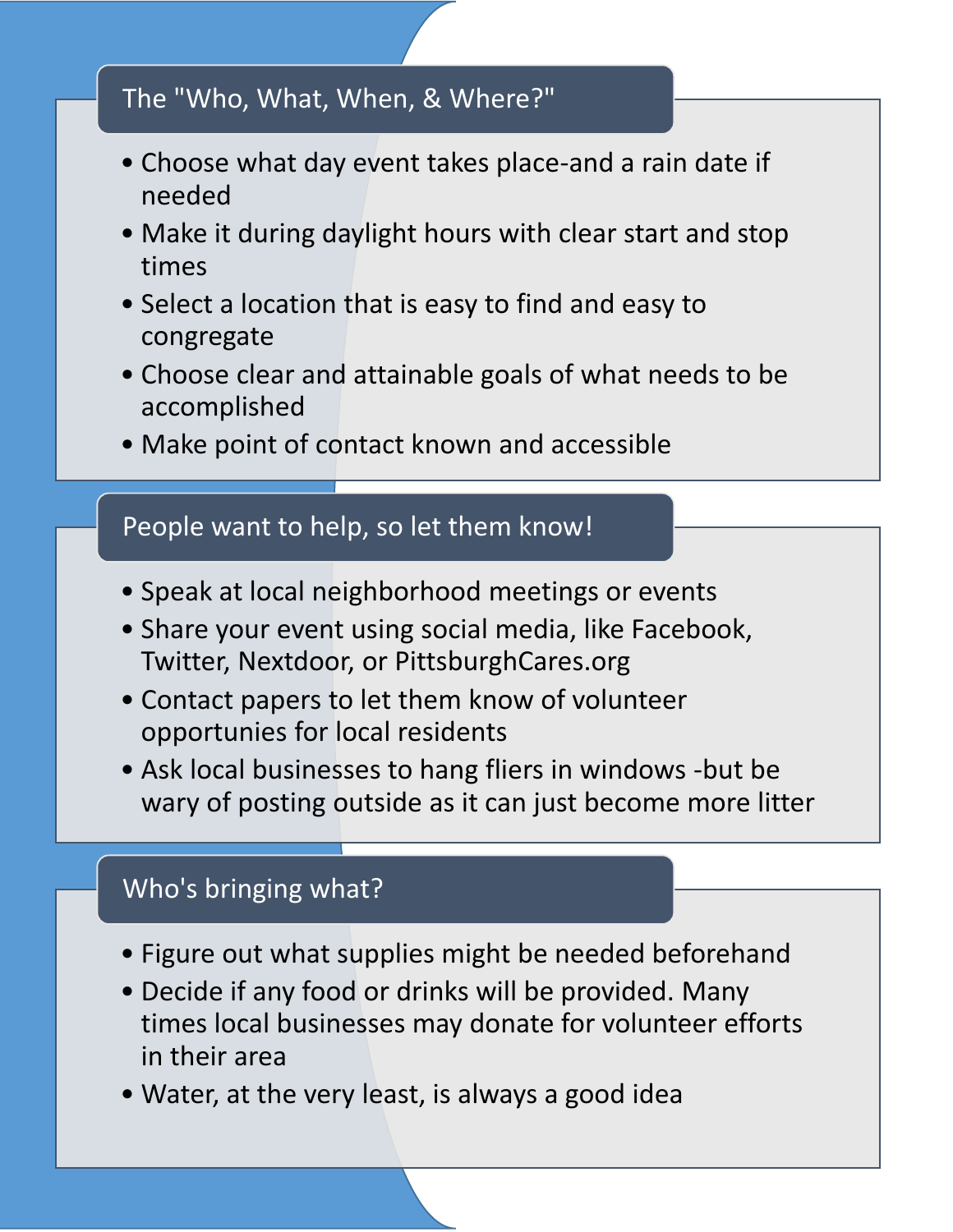## The "Who, What, When, & Where?"

- Choose what day event takes place-and a rain date if needed
- Make it during daylight hours with clear start and stop times
- Select a location that is easy to find and easy to congregate
- Choose clear and attainable goals of what needs to be accomplished
- Make point of contact known and accessible

## People want to help, so let them know!

- Speak at local neighborhood meetings or events
- Share your event using social media, like Facebook, Twitter, Nextdoor, or PittsburghCares.org
- Contact papers to let them know of volunteer opportunies for local residents
- Ask local businesses to hang fliers in windows -but be wary of posting outside as it can just become more litter

## Who's bringing what?

- Figure out what supplies might be needed beforehand
- Decide if any food or drinks will be provided. Many times local businesses may donate for volunteer efforts in their area
- Water, at the very least, is always a good idea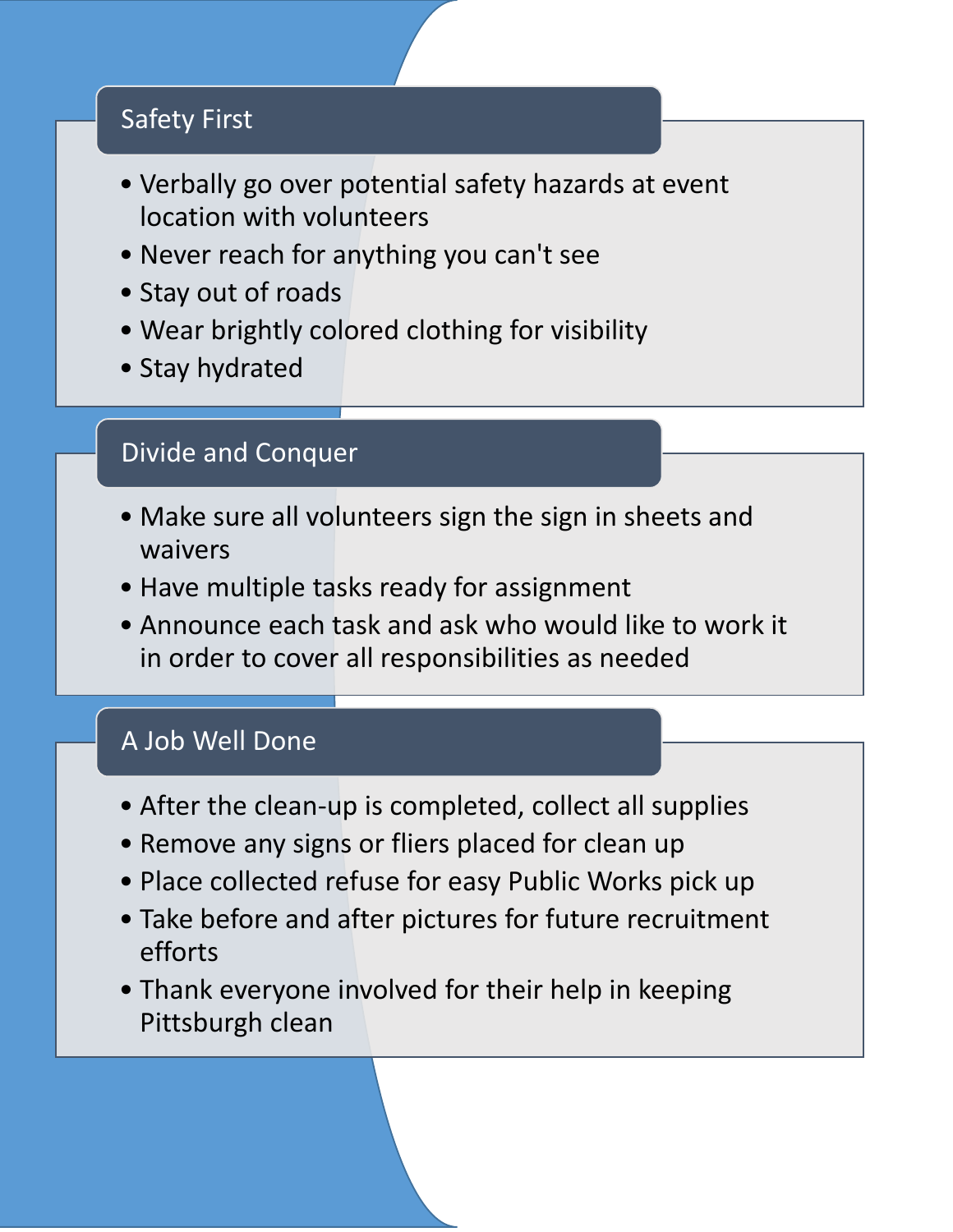## Safety First

- Verbally go over potential safety hazards at event location with volunteers
- Never reach for anything you can't see
- Stay out of roads
- Wear brightly colored clothing for visibility
- Stay hydrated

## Divide and Conquer

- Make sure all volunteers sign the sign in sheets and waivers
- Have multiple tasks ready for assignment
- Announce each task and ask who would like to work it in order to cover all responsibilities as needed

## A Job Well Done

- After the clean-up is completed, collect all supplies
- Remove any signs or fliers placed for clean up
- Place collected refuse for easy Public Works pick up
- Take before and after pictures for future recruitment efforts
- Thank everyone involved for their help in keeping Pittsburgh clean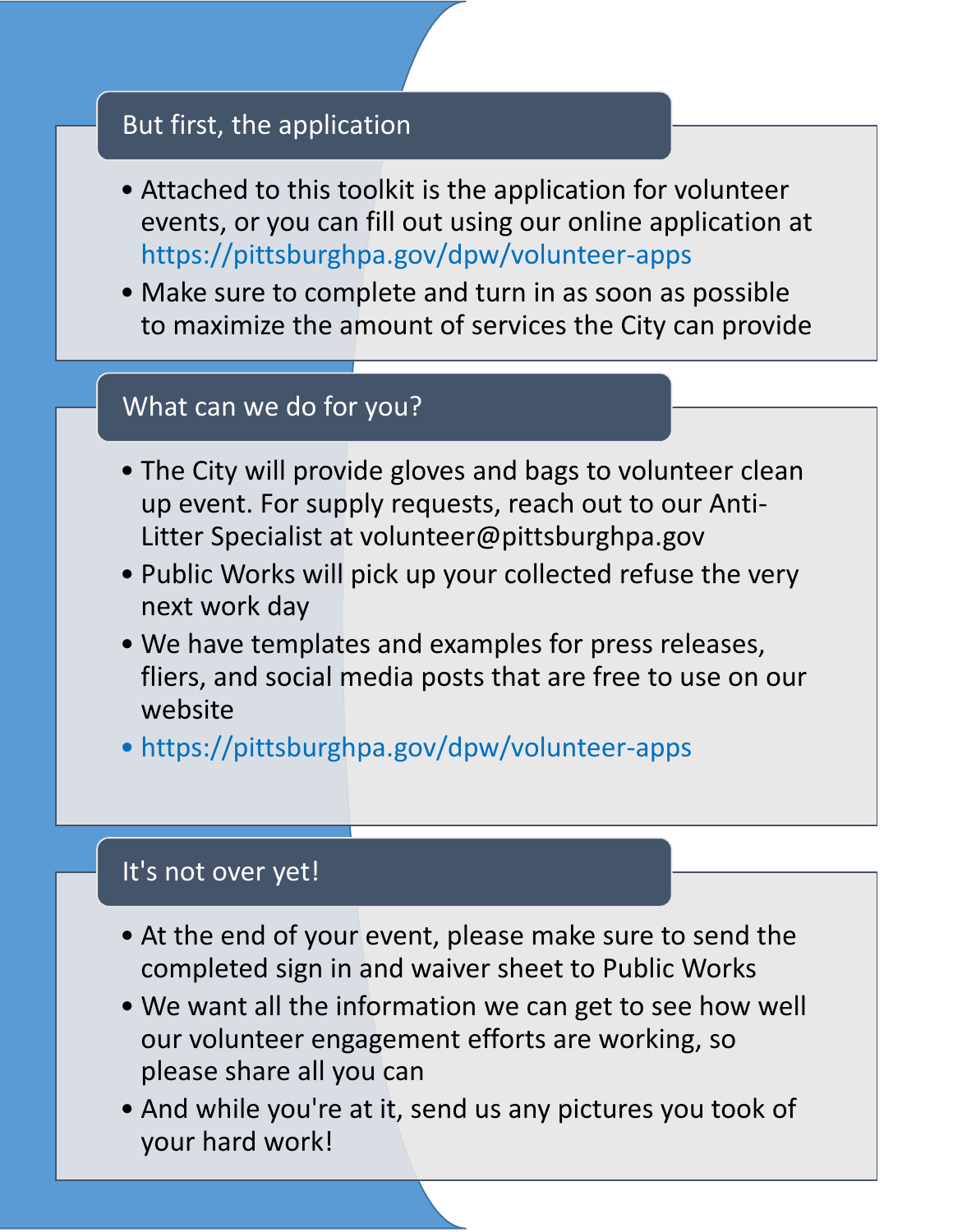## But first, the application

- Attached to this toolkit is the application for volunteer events, or you can fill out using our online application at https://pittsburghpa.gov/dpw/volunteer-apps
- Make sure to complete and turn in as soon as possible to maximize the amount of services the City can provide

## What can we do for you?

- The City will provide gloves and bags to volunteer clean up event. For supply requests, reach out to our Anti-Litter Specialist at volunteer@pittsburghpa.gov
- Public Works will pick up your collected refuse the very next work day
- We have templates and examples for press releases, fliers, and social media posts that are free to use on our website
- https://pittsburghpa.gov/dpw/volunteer-apps

## It's not over yet!

- At the end of your event, please make sure to send the completed sign in and waiver sheet to Public Works
- We want all the information we can get to see how well our volunteer engagement efforts are working, so please share all you can
- And while you're at it, send us any pictures you took of your hard work!